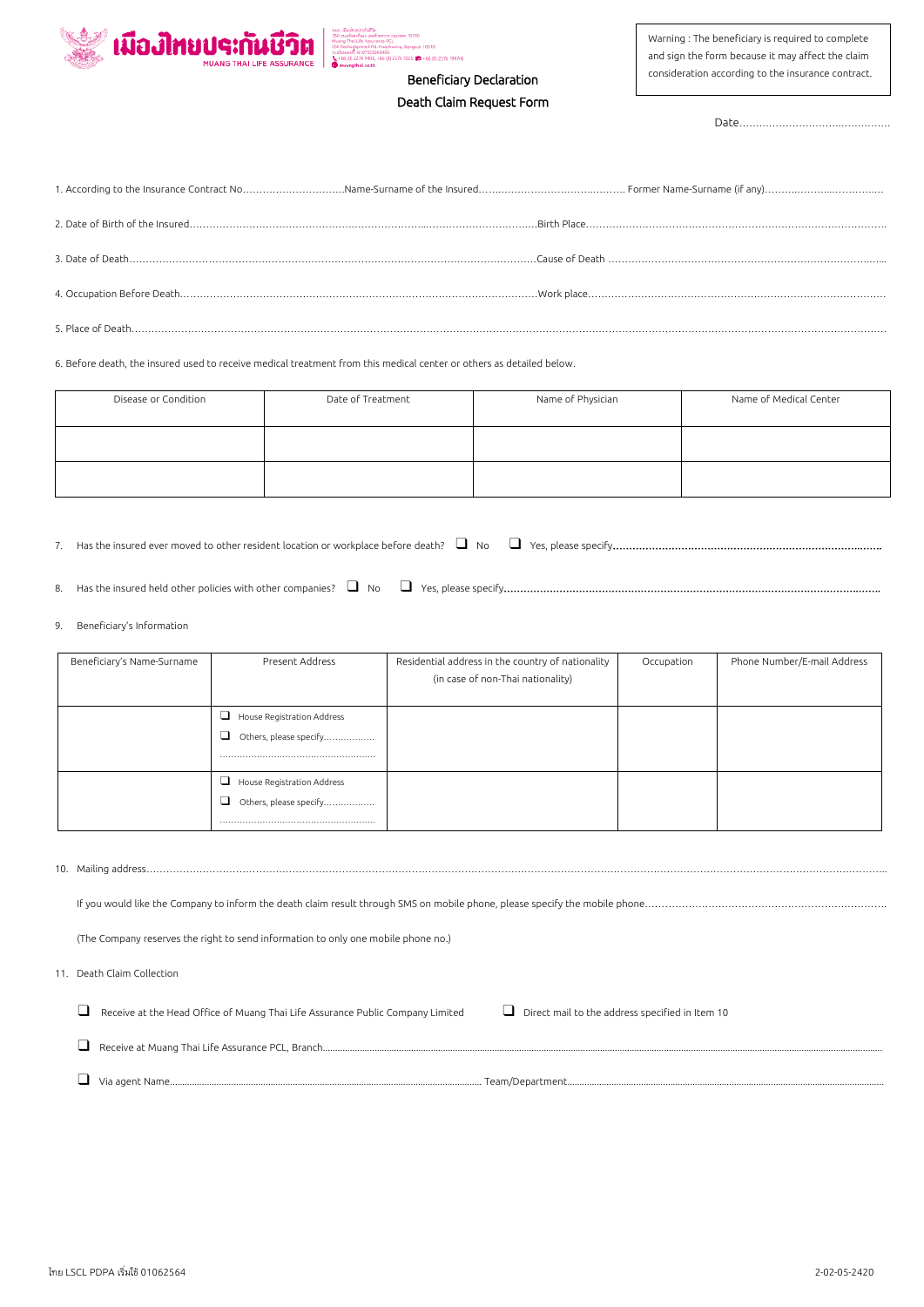**เมืองไทยประกันชีวิต** MUANG THAI LIFE ASSURANCE

> Warning : The beneficiary is required to complete and sign the form because it may affect the claim consideration according to the insurance contract.

## Beneficiary Declaration

## Death Claim Request Form

Date.............................................

1. According to the Insurance Contract No...............................Name-Surname of the Insured............................................. Former Name-Surname (if any)...................................

2. Date of Birth of the Insured.........................................................................................................Birth Place...........................................................................................

3. Date of Death.....................................................................................................................Cause of Death .......................................................................................

4. Occupation Before Death.............................................................................................Work place...........................................................................................

5. Place of Death.............................................................................................................................................................................................................................................

6. Before death, the insured used to receive medical treatment from this medical center or others as detailed below.

| Disease or Condition | Date of Treatment | Name of Physician | Name of Medical Center |
|---|---|---|---|
| | | | |
| | | | |

7. Has the insured ever moved to other resident location or workplace before death? ❑ No ❑ Yes, please specify..................................................................................

8. Has the insured held other policies with other companies? ❑ No ❑ Yes, please specify..................................................................................................................

9. Beneficiary's Information

| Beneficiary's Name-Surname | Present Address | Residential address in the country of nationality (in case of non-Thai nationality) | Occupation | Phone Number/E-mail Address |
|---|---|---|---|---|
| | ❑ House Registration Address<br>❑ Others, please specify..................<br>.................................................... | | | |
| | ❑ House Registration Address<br>❑ Others, please specify..................<br>.................................................... | | | |

10. Mailing address.........................................................................................................................................................................................................................................

If you would like the Company to inform the death claim result through SMS on mobile phone, please specify the mobile phone...........................................................................

(The Company reserves the right to send information to only one mobile phone no.)

11. Death Claim Collection

❑ Receive at the Head Office of Muang Thai Life Assurance Public Company Limited ❑ Direct mail to the address specified in Item 10

❑ Receive at Muang Thai Life Assurance PCL, Branch..............................................................................................................................................................................

❑ Via agent Name........................................................................................................................ Team/Department..................................................................................................

ไทย LSCL PDPA เริ่มใช้ 01062564 2-02-05-2420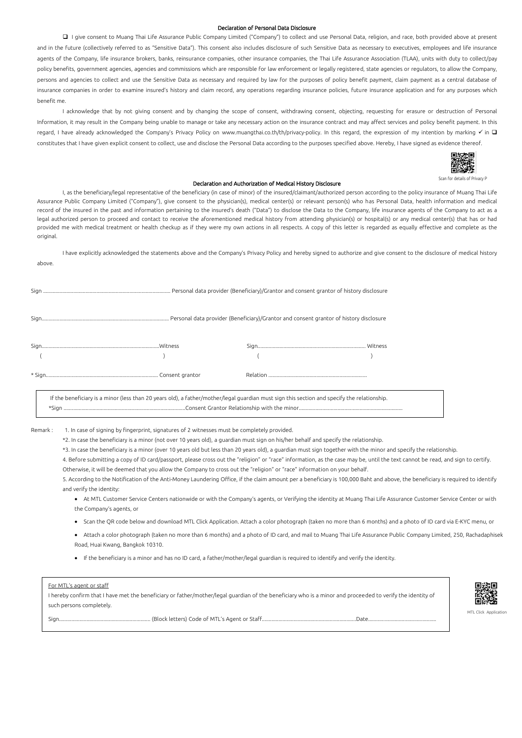## Declaration of Personal Data Disclosure

❑ I give consent to Muang Thai Life Assurance Public Company Limited ("Company") to collect and use Personal Data, religion, and race, both provided above at present and in the future (collectively referred to as "Sensitive Data"). This consent also includes disclosure of such Sensitive Data as necessary to executives, employees and life insurance agents of the Company, life insurance brokers, banks, reinsurance companies, other insurance companies, the Thai Life Assurance Association (TLAA), units with duty to collect/pay policy benefits, government agencies, agencies and commissions which are responsible for law enforcement or legally registered, state agencies or regulators, to allow the Company, persons and agencies to collect and use the Sensitive Data as necessary and required by law for the purposes of policy benefit payment, claim payment as a central database of insurance companies in order to examine insured's history and claim record, any operations regarding insurance policies, future insurance application and for any purposes which benefit me.

I acknowledge that by not giving consent and by changing the scope of consent, withdrawing consent, objecting, requesting for erasure or destruction of Personal Information, it may result in the Company being unable to manage or take any necessary action on the insurance contract and may affect services and policy benefit payment. In this regard, I have already acknowledged the Company's Privacy Policy on www.muangthai.co.th/th/privacy-policy. In this regard, the expression of my intention by marking ✓ in ❑ constitutes that I have given explicit consent to collect, use and disclose the Personal Data according to the purposes specified above. Hereby, I have signed as evidence thereof.

Scan for details of Privacy P

## Declaration and Authorization of Medical History Disclosure

I, as the beneficiary/legal representative of the beneficiary (in case of minor) of the insured/claimant/authorized person according to the policy insurance of Muang Thai Life Assurance Public Company Limited ("Company"), give consent to the physician(s), medical center(s) or relevant person(s) who has Personal Data, health information and medical record of the insured in the past and information pertaining to the insured's death ("Data") to disclose the Data to the Company, life insurance agents of the Company to act as a legal authorized person to proceed and contact to receive the aforementioned medical history from attending physician(s) or hospital(s) or any medical center(s) that has or had provided me with medical treatment or health checkup as if they were my own actions in all respects. A copy of this letter is regarded as equally effective and complete as the original.

I have explicitly acknowledged the statements above and the Company's Privacy Policy and hereby signed to authorize and give consent to the disclosure of medical history above.

Sign ............................................................................................ Personal data provider (Beneficiary)/Grantor and consent grantor of history disclosure

Sign............................................................................................ Personal data provider (Beneficiary)/Grantor and consent grantor of history disclosure

Sign.....................................................................................Witness ( ) Sign............................................................................ Witness ( )

* Sign................................................................................ Consent grantor Relation ......................................................................

If the beneficiary is a minor (less than 20 years old), a father/mother/legal guardian must sign this section and specify the relationship.
*Sign ........................................................................................Consent Grantor Relationship with the minor..........................................................................

Remark :

1. In case of signing by fingerprint, signatures of 2 witnesses must be completely provided.

*2. In case the beneficiary is a minor (not over 10 years old), a guardian must sign on his/her behalf and specify the relationship.

*3. In case the beneficiary is a minor (over 10 years old but less than 20 years old), a guardian must sign together with the minor and specify the relationship.

4. Before submitting a copy of ID card/passport, please cross out the "religion" or "race" information, as the case may be, until the text cannot be read, and sign to certify. Otherwise, it will be deemed that you allow the Company to cross out the "religion" or "race" information on your behalf.

5. According to the Notification of the Anti-Money Laundering Office, if the claim amount per a beneficiary is 100,000 Baht and above, the beneficiary is required to identify and verify the identity:

- At MTL Customer Service Centers nationwide or with the Company's agents, or Verifying the identity at Muang Thai Life Assurance Customer Service Center or with the Company's agents, or
- Scan the QR code below and download MTL Click Application. Attach a color photograph (taken no more than 6 months) and a photo of ID card via E-KYC menu, or
- Attach a color photograph (taken no more than 6 months) and a photo of ID card, and mail to Muang Thai Life Assurance Public Company Limited, 250, Rachadaphisek Road, Huai Kwang, Bangkok 10310.
- If the beneficiary is a minor and has no ID card, a father/mother/legal guardian is required to identify and verify the identity.

For MTL's agent or staff

I hereby confirm that I have met the beneficiary or father/mother/legal guardian of the beneficiary who is a minor and proceeded to verify the identity of such persons completely.

Sign................................................................ (Block letters) Code of MTL's Agent or Staff....................................................................Date................................................

MTL Click Application